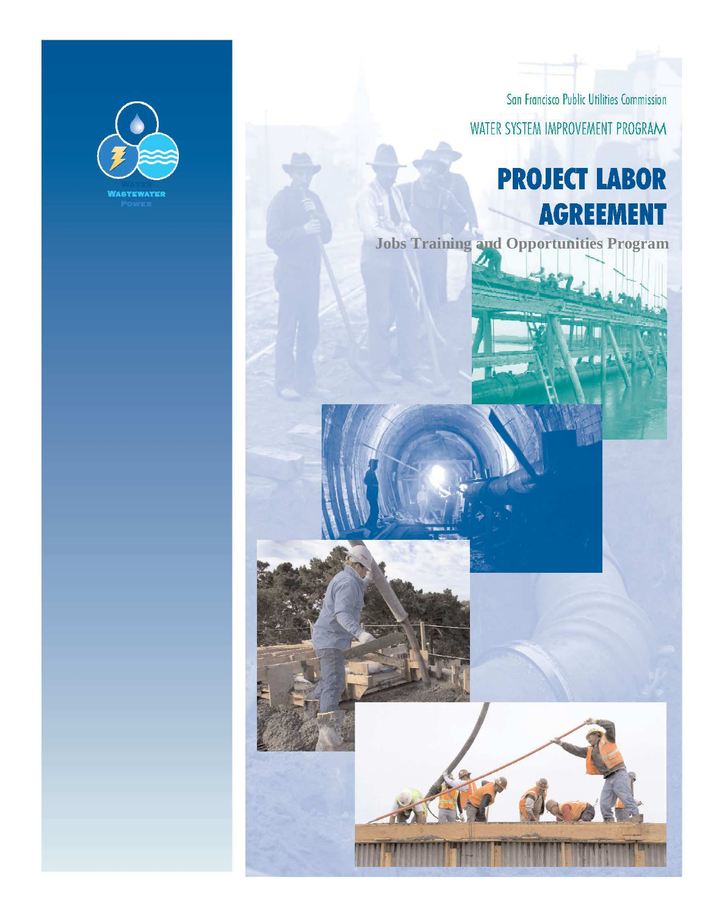WATER
WASTEWATER
POWER

San Francisco Public Utilities Commission

WATER SYSTEM IMPROVEMENT PROGRAM

# PROJECT LABOR AGREEMENT

**Jobs Training and Opportunities Program**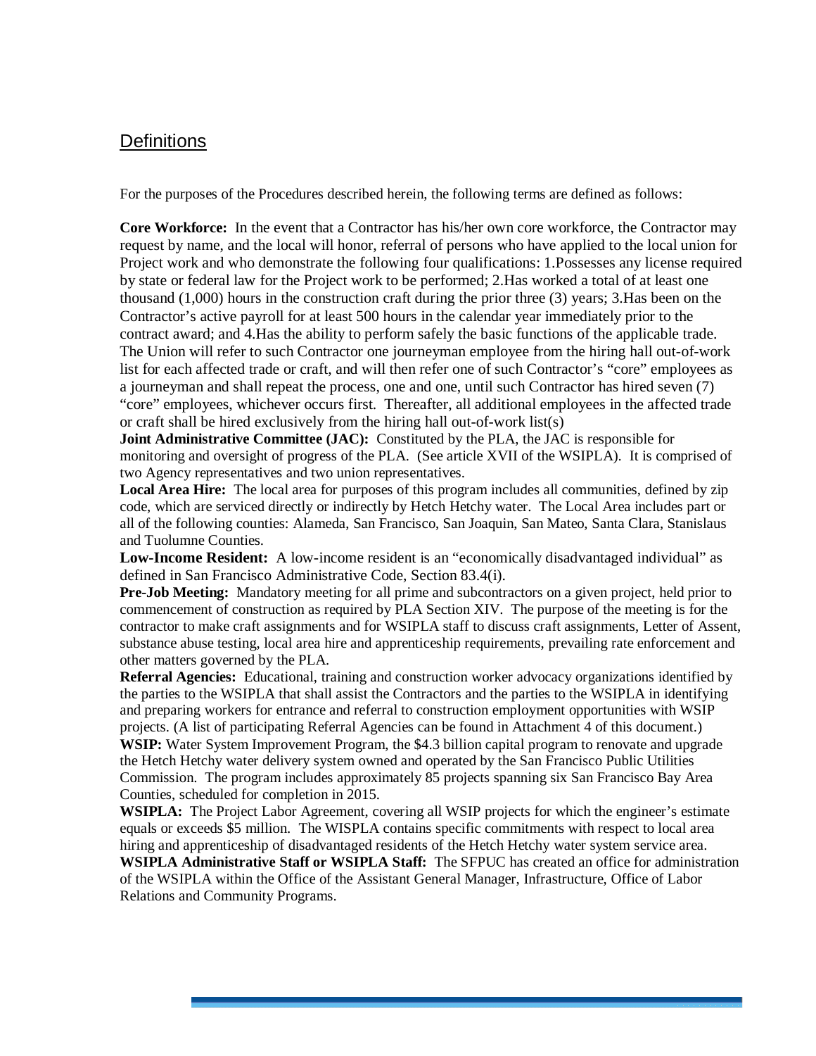## Definitions

For the purposes of the Procedures described herein, the following terms are defined as follows:

**Core Workforce:** In the event that a Contractor has his/her own core workforce, the Contractor may request by name, and the local will honor, referral of persons who have applied to the local union for Project work and who demonstrate the following four qualifications: 1.Possesses any license required by state or federal law for the Project work to be performed; 2.Has worked a total of at least one thousand (1,000) hours in the construction craft during the prior three (3) years; 3.Has been on the Contractor's active payroll for at least 500 hours in the calendar year immediately prior to the contract award; and 4.Has the ability to perform safely the basic functions of the applicable trade. The Union will refer to such Contractor one journeyman employee from the hiring hall out-of-work list for each affected trade or craft, and will then refer one of such Contractor's "core" employees as a journeyman and shall repeat the process, one and one, until such Contractor has hired seven (7) "core" employees, whichever occurs first. Thereafter, all additional employees in the affected trade or craft shall be hired exclusively from the hiring hall out-of-work list(s)

**Joint Administrative Committee (JAC):** Constituted by the PLA, the JAC is responsible for monitoring and oversight of progress of the PLA. (See article XVII of the WSIPLA). It is comprised of two Agency representatives and two union representatives.

**Local Area Hire:** The local area for purposes of this program includes all communities, defined by zip code, which are serviced directly or indirectly by Hetch Hetchy water. The Local Area includes part or all of the following counties: Alameda, San Francisco, San Joaquin, San Mateo, Santa Clara, Stanislaus and Tuolumne Counties.

**Low-Income Resident:** A low-income resident is an "economically disadvantaged individual" as defined in San Francisco Administrative Code, Section 83.4(i).

**Pre-Job Meeting:** Mandatory meeting for all prime and subcontractors on a given project, held prior to commencement of construction as required by PLA Section XIV. The purpose of the meeting is for the contractor to make craft assignments and for WSIPLA staff to discuss craft assignments, Letter of Assent, substance abuse testing, local area hire and apprenticeship requirements, prevailing rate enforcement and other matters governed by the PLA.

**Referral Agencies:** Educational, training and construction worker advocacy organizations identified by the parties to the WSIPLA that shall assist the Contractors and the parties to the WSIPLA in identifying and preparing workers for entrance and referral to construction employment opportunities with WSIP projects. (A list of participating Referral Agencies can be found in Attachment 4 of this document.)

**WSIP:** Water System Improvement Program, the $4.3 billion capital program to renovate and upgrade the Hetch Hetchy water delivery system owned and operated by the San Francisco Public Utilities Commission. The program includes approximately 85 projects spanning six San Francisco Bay Area Counties, scheduled for completion in 2015.

**WSIPLA:** The Project Labor Agreement, covering all WSIP projects for which the engineer's estimate equals or exceeds $5 million. The WISPLA contains specific commitments with respect to local area hiring and apprenticeship of disadvantaged residents of the Hetch Hetchy water system service area.

**WSIPLA Administrative Staff or WSIPLA Staff:** The SFPUC has created an office for administration of the WSIPLA within the Office of the Assistant General Manager, Infrastructure, Office of Labor Relations and Community Programs.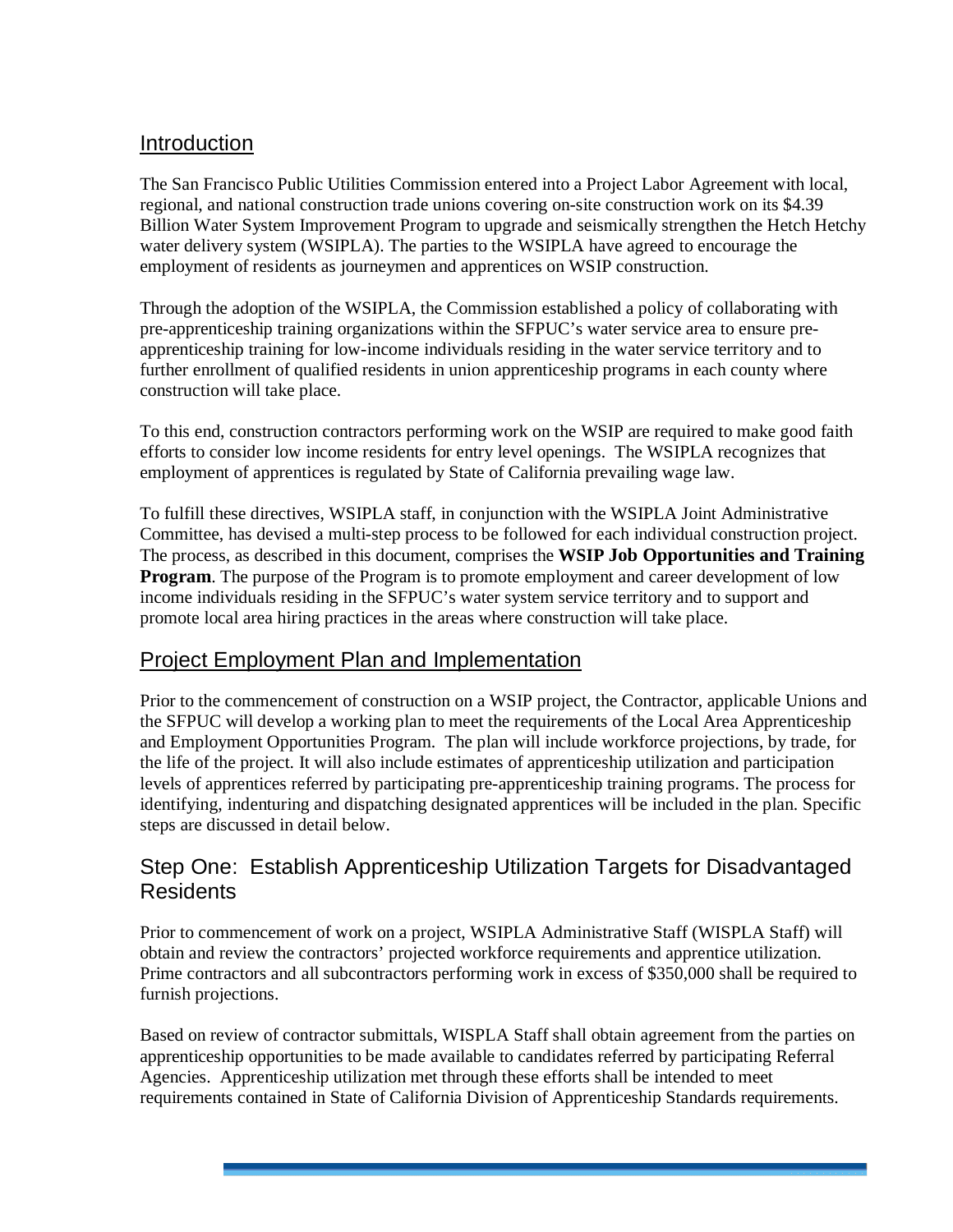## Introduction

The San Francisco Public Utilities Commission entered into a Project Labor Agreement with local, regional, and national construction trade unions covering on-site construction work on its $4.39 Billion Water System Improvement Program to upgrade and seismically strengthen the Hetch Hetchy water delivery system (WSIPLA). The parties to the WSIPLA have agreed to encourage the employment of residents as journeymen and apprentices on WSIP construction.

Through the adoption of the WSIPLA, the Commission established a policy of collaborating with pre-apprenticeship training organizations within the SFPUC's water service area to ensure pre-apprenticeship training for low-income individuals residing in the water service territory and to further enrollment of qualified residents in union apprenticeship programs in each county where construction will take place.

To this end, construction contractors performing work on the WSIP are required to make good faith efforts to consider low income residents for entry level openings. The WSIPLA recognizes that employment of apprentices is regulated by State of California prevailing wage law.

To fulfill these directives, WSIPLA staff, in conjunction with the WSIPLA Joint Administrative Committee, has devised a multi-step process to be followed for each individual construction project. The process, as described in this document, comprises the **WSIP Job Opportunities and Training Program**. The purpose of the Program is to promote employment and career development of low income individuals residing in the SFPUC's water system service territory and to support and promote local area hiring practices in the areas where construction will take place.

## Project Employment Plan and Implementation

Prior to the commencement of construction on a WSIP project, the Contractor, applicable Unions and the SFPUC will develop a working plan to meet the requirements of the Local Area Apprenticeship and Employment Opportunities Program. The plan will include workforce projections, by trade, for the life of the project. It will also include estimates of apprenticeship utilization and participation levels of apprentices referred by participating pre-apprenticeship training programs. The process for identifying, indenturing and dispatching designated apprentices will be included in the plan. Specific steps are discussed in detail below.

## Step One: Establish Apprenticeship Utilization Targets for Disadvantaged Residents

Prior to commencement of work on a project, WSIPLA Administrative Staff (WISPLA Staff) will obtain and review the contractors' projected workforce requirements and apprentice utilization. Prime contractors and all subcontractors performing work in excess of $350,000 shall be required to furnish projections.

Based on review of contractor submittals, WISPLA Staff shall obtain agreement from the parties on apprenticeship opportunities to be made available to candidates referred by participating Referral Agencies. Apprenticeship utilization met through these efforts shall be intended to meet requirements contained in State of California Division of Apprenticeship Standards requirements.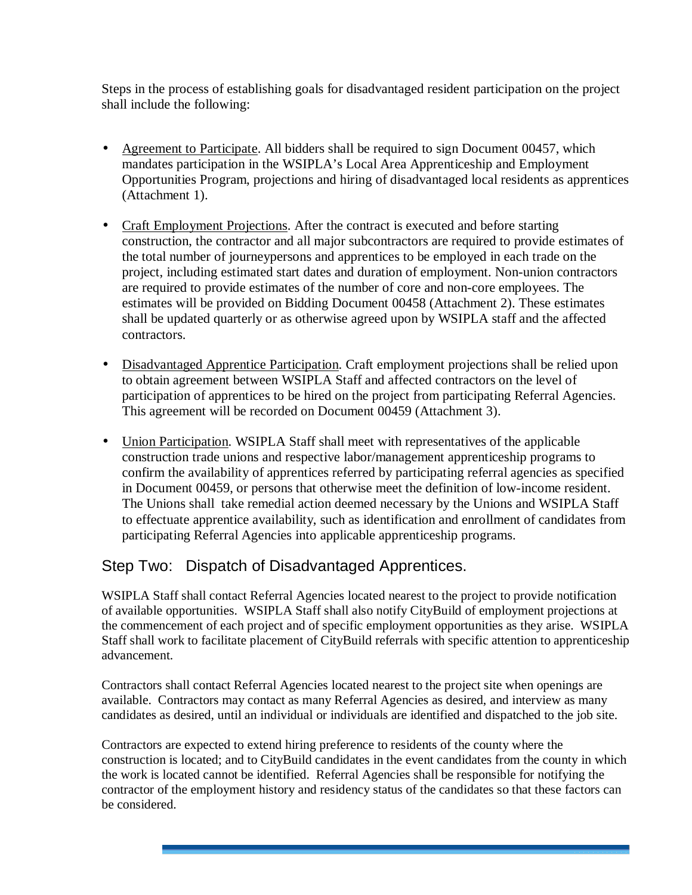Steps in the process of establishing goals for disadvantaged resident participation on the project shall include the following:

- Agreement to Participate. All bidders shall be required to sign Document 00457, which mandates participation in the WSIPLA's Local Area Apprenticeship and Employment Opportunities Program, projections and hiring of disadvantaged local residents as apprentices (Attachment 1).

- Craft Employment Projections. After the contract is executed and before starting construction, the contractor and all major subcontractors are required to provide estimates of the total number of journeypersons and apprentices to be employed in each trade on the project, including estimated start dates and duration of employment. Non-union contractors are required to provide estimates of the number of core and non-core employees. The estimates will be provided on Bidding Document 00458 (Attachment 2). These estimates shall be updated quarterly or as otherwise agreed upon by WSIPLA staff and the affected contractors.

- Disadvantaged Apprentice Participation. Craft employment projections shall be relied upon to obtain agreement between WSIPLA Staff and affected contractors on the level of participation of apprentices to be hired on the project from participating Referral Agencies. This agreement will be recorded on Document 00459 (Attachment 3).

- Union Participation. WSIPLA Staff shall meet with representatives of the applicable construction trade unions and respective labor/management apprenticeship programs to confirm the availability of apprentices referred by participating referral agencies as specified in Document 00459, or persons that otherwise meet the definition of low-income resident. The Unions shall take remedial action deemed necessary by the Unions and WSIPLA Staff to effectuate apprentice availability, such as identification and enrollment of candidates from participating Referral Agencies into applicable apprenticeship programs.

## Step Two: Dispatch of Disadvantaged Apprentices.

WSIPLA Staff shall contact Referral Agencies located nearest to the project to provide notification of available opportunities. WSIPLA Staff shall also notify CityBuild of employment projections at the commencement of each project and of specific employment opportunities as they arise. WSIPLA Staff shall work to facilitate placement of CityBuild referrals with specific attention to apprenticeship advancement.

Contractors shall contact Referral Agencies located nearest to the project site when openings are available. Contractors may contact as many Referral Agencies as desired, and interview as many candidates as desired, until an individual or individuals are identified and dispatched to the job site.

Contractors are expected to extend hiring preference to residents of the county where the construction is located; and to CityBuild candidates in the event candidates from the county in which the work is located cannot be identified. Referral Agencies shall be responsible for notifying the contractor of the employment history and residency status of the candidates so that these factors can be considered.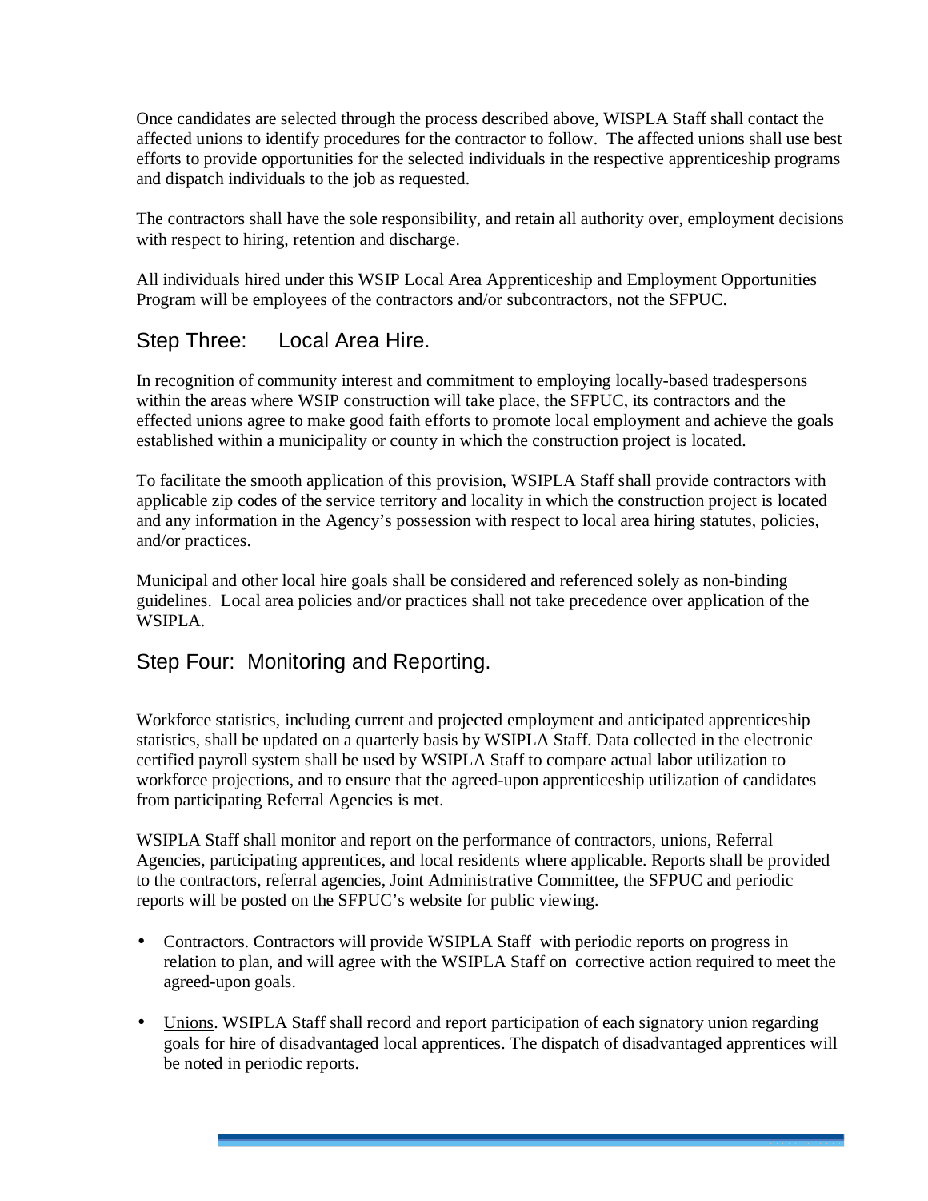Once candidates are selected through the process described above, WISPLA Staff shall contact the affected unions to identify procedures for the contractor to follow. The affected unions shall use best efforts to provide opportunities for the selected individuals in the respective apprenticeship programs and dispatch individuals to the job as requested.

The contractors shall have the sole responsibility, and retain all authority over, employment decisions with respect to hiring, retention and discharge.

All individuals hired under this WSIP Local Area Apprenticeship and Employment Opportunities Program will be employees of the contractors and/or subcontractors, not the SFPUC.

## Step Three: Local Area Hire.

In recognition of community interest and commitment to employing locally-based tradespersons within the areas where WSIP construction will take place, the SFPUC, its contractors and the effected unions agree to make good faith efforts to promote local employment and achieve the goals established within a municipality or county in which the construction project is located.

To facilitate the smooth application of this provision, WSIPLA Staff shall provide contractors with applicable zip codes of the service territory and locality in which the construction project is located and any information in the Agency's possession with respect to local area hiring statutes, policies, and/or practices.

Municipal and other local hire goals shall be considered and referenced solely as non-binding guidelines. Local area policies and/or practices shall not take precedence over application of the WSIPLA.

## Step Four: Monitoring and Reporting.

Workforce statistics, including current and projected employment and anticipated apprenticeship statistics, shall be updated on a quarterly basis by WSIPLA Staff. Data collected in the electronic certified payroll system shall be used by WSIPLA Staff to compare actual labor utilization to workforce projections, and to ensure that the agreed-upon apprenticeship utilization of candidates from participating Referral Agencies is met.

WSIPLA Staff shall monitor and report on the performance of contractors, unions, Referral Agencies, participating apprentices, and local residents where applicable. Reports shall be provided to the contractors, referral agencies, Joint Administrative Committee, the SFPUC and periodic reports will be posted on the SFPUC's website for public viewing.

- Contractors. Contractors will provide WSIPLA Staff with periodic reports on progress in relation to plan, and will agree with the WSIPLA Staff on corrective action required to meet the agreed-upon goals.
- Unions. WSIPLA Staff shall record and report participation of each signatory union regarding goals for hire of disadvantaged local apprentices. The dispatch of disadvantaged apprentices will be noted in periodic reports.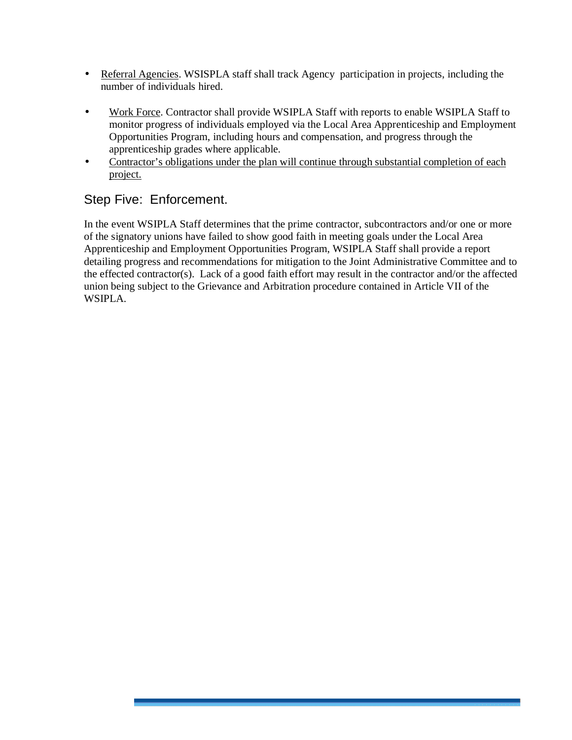- Referral Agencies. WSISPLA staff shall track Agency participation in projects, including the number of individuals hired.

- Work Force. Contractor shall provide WSIPLA Staff with reports to enable WSIPLA Staff to monitor progress of individuals employed via the Local Area Apprenticeship and Employment Opportunities Program, including hours and compensation, and progress through the apprenticeship grades where applicable.
- Contractor's obligations under the plan will continue through substantial completion of each project.

## Step Five: Enforcement.

In the event WSIPLA Staff determines that the prime contractor, subcontractors and/or one or more of the signatory unions have failed to show good faith in meeting goals under the Local Area Apprenticeship and Employment Opportunities Program, WSIPLA Staff shall provide a report detailing progress and recommendations for mitigation to the Joint Administrative Committee and to the effected contractor(s). Lack of a good faith effort may result in the contractor and/or the affected union being subject to the Grievance and Arbitration procedure contained in Article VII of the WSIPLA.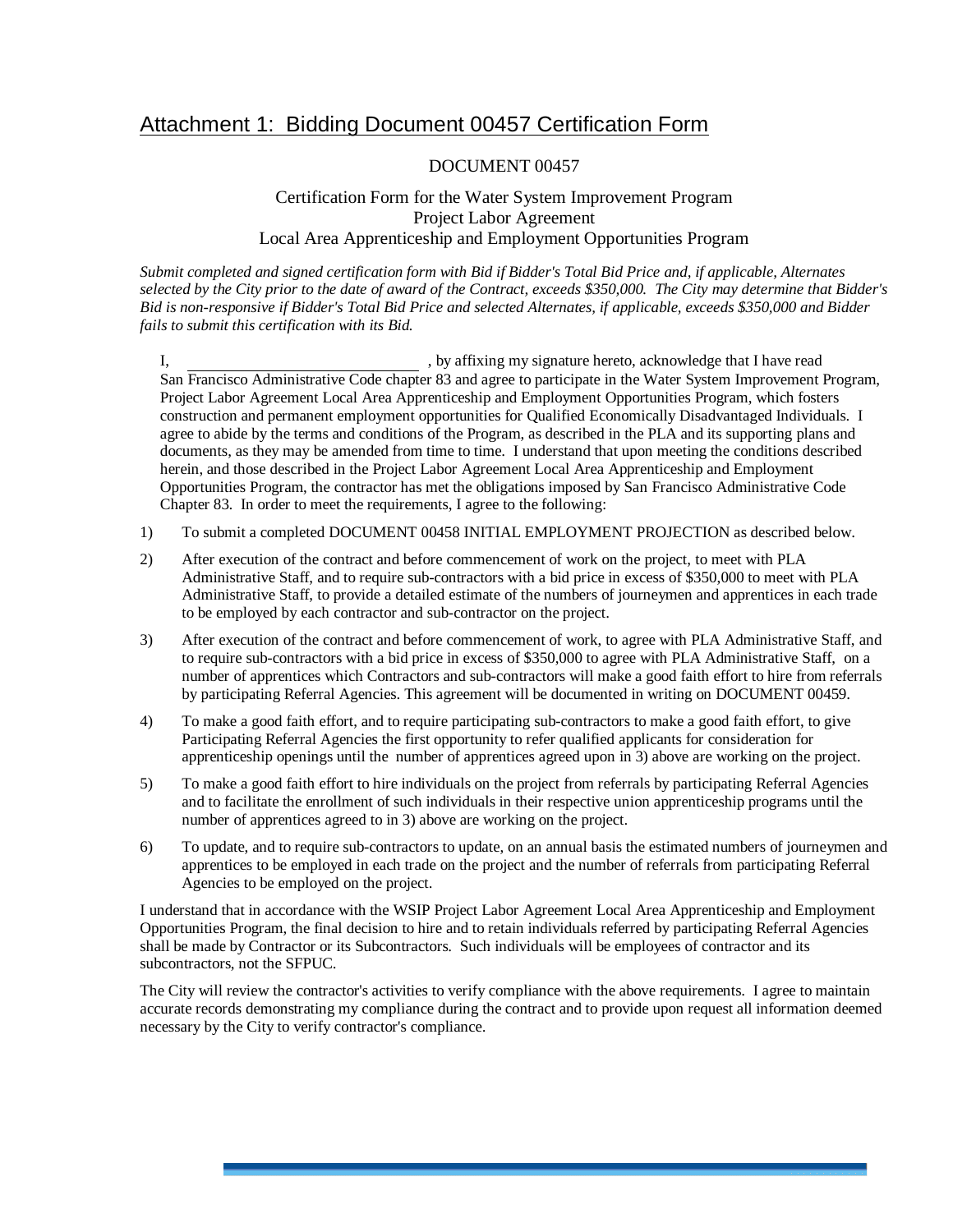## Attachment 1: Bidding Document 00457 Certification Form

DOCUMENT 00457

Certification Form for the Water System Improvement Program
Project Labor Agreement
Local Area Apprenticeship and Employment Opportunities Program

*Submit completed and signed certification form with Bid if Bidder's Total Bid Price and, if applicable, Alternates selected by the City prior to the date of award of the Contract, exceeds $350,000. The City may determine that Bidder's Bid is non-responsive if Bidder's Total Bid Price and selected Alternates, if applicable, exceeds $350,000 and Bidder fails to submit this certification with its Bid.*

I, ____________________________ , by affixing my signature hereto, acknowledge that I have read San Francisco Administrative Code chapter 83 and agree to participate in the Water System Improvement Program, Project Labor Agreement Local Area Apprenticeship and Employment Opportunities Program, which fosters construction and permanent employment opportunities for Qualified Economically Disadvantaged Individuals. I agree to abide by the terms and conditions of the Program, as described in the PLA and its supporting plans and documents, as they may be amended from time to time. I understand that upon meeting the conditions described herein, and those described in the Project Labor Agreement Local Area Apprenticeship and Employment Opportunities Program, the contractor has met the obligations imposed by San Francisco Administrative Code Chapter 83. In order to meet the requirements, I agree to the following:

1) To submit a completed DOCUMENT 00458 INITIAL EMPLOYMENT PROJECTION as described below.

2) After execution of the contract and before commencement of work on the project, to meet with PLA Administrative Staff, and to require sub-contractors with a bid price in excess of $350,000 to meet with PLA Administrative Staff, to provide a detailed estimate of the numbers of journeymen and apprentices in each trade to be employed by each contractor and sub-contractor on the project.

3) After execution of the contract and before commencement of work, to agree with PLA Administrative Staff, and to require sub-contractors with a bid price in excess of $350,000 to agree with PLA Administrative Staff, on a number of apprentices which Contractors and sub-contractors will make a good faith effort to hire from referrals by participating Referral Agencies. This agreement will be documented in writing on DOCUMENT 00459.

4) To make a good faith effort, and to require participating sub-contractors to make a good faith effort, to give Participating Referral Agencies the first opportunity to refer qualified applicants for consideration for apprenticeship openings until the number of apprentices agreed upon in 3) above are working on the project.

5) To make a good faith effort to hire individuals on the project from referrals by participating Referral Agencies and to facilitate the enrollment of such individuals in their respective union apprenticeship programs until the number of apprentices agreed to in 3) above are working on the project.

6) To update, and to require sub-contractors to update, on an annual basis the estimated numbers of journeymen and apprentices to be employed in each trade on the project and the number of referrals from participating Referral Agencies to be employed on the project.

I understand that in accordance with the WSIP Project Labor Agreement Local Area Apprenticeship and Employment Opportunities Program, the final decision to hire and to retain individuals referred by participating Referral Agencies shall be made by Contractor or its Subcontractors. Such individuals will be employees of contractor and its subcontractors, not the SFPUC.

The City will review the contractor's activities to verify compliance with the above requirements. I agree to maintain accurate records demonstrating my compliance during the contract and to provide upon request all information deemed necessary by the City to verify contractor's compliance.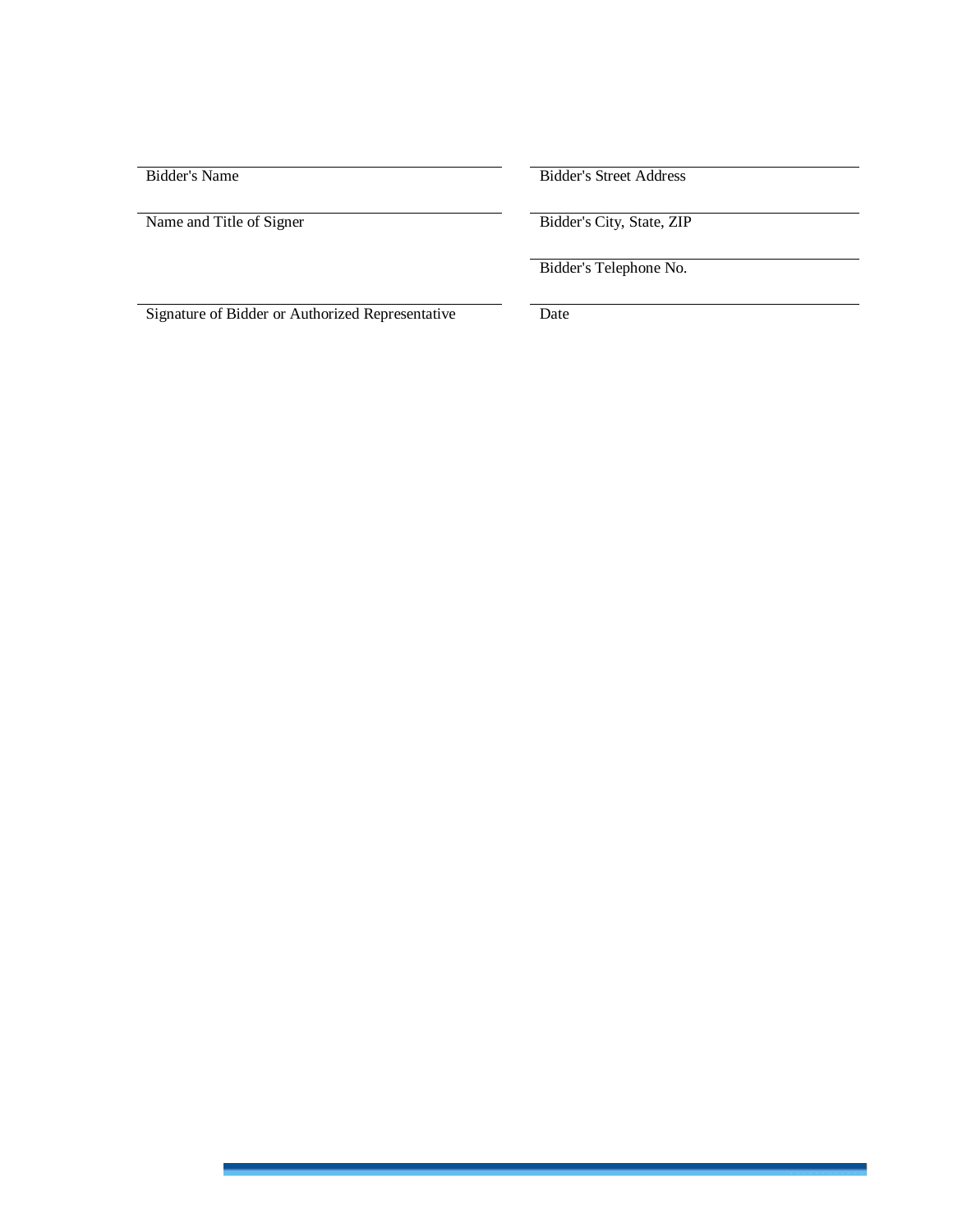| | |
|---|---|
| \_\_\_\_\_\_\_\_\_\_\_\_\_\_\_\_\_\_\_\_\_\_\_\_\_\_\_\_\_\_\_ | \_\_\_\_\_\_\_\_\_\_\_\_\_\_\_\_\_\_\_\_\_\_\_\_\_\_\_\_\_\_\_ |
| Bidder's Name | Bidder's Street Address |
| \_\_\_\_\_\_\_\_\_\_\_\_\_\_\_\_\_\_\_\_\_\_\_\_\_\_\_\_\_\_\_ | \_\_\_\_\_\_\_\_\_\_\_\_\_\_\_\_\_\_\_\_\_\_\_\_\_\_\_\_\_\_\_ |
| Name and Title of Signer | Bidder's City, State, ZIP |
| | \_\_\_\_\_\_\_\_\_\_\_\_\_\_\_\_\_\_\_\_\_\_\_\_\_\_\_\_\_\_\_ |
| | Bidder's Telephone No. |
| \_\_\_\_\_\_\_\_\_\_\_\_\_\_\_\_\_\_\_\_\_\_\_\_\_\_\_\_\_\_\_ | \_\_\_\_\_\_\_\_\_\_\_\_\_\_\_\_\_\_\_\_\_\_\_\_\_\_\_\_\_\_\_ |
| Signature of Bidder or Authorized Representative | Date |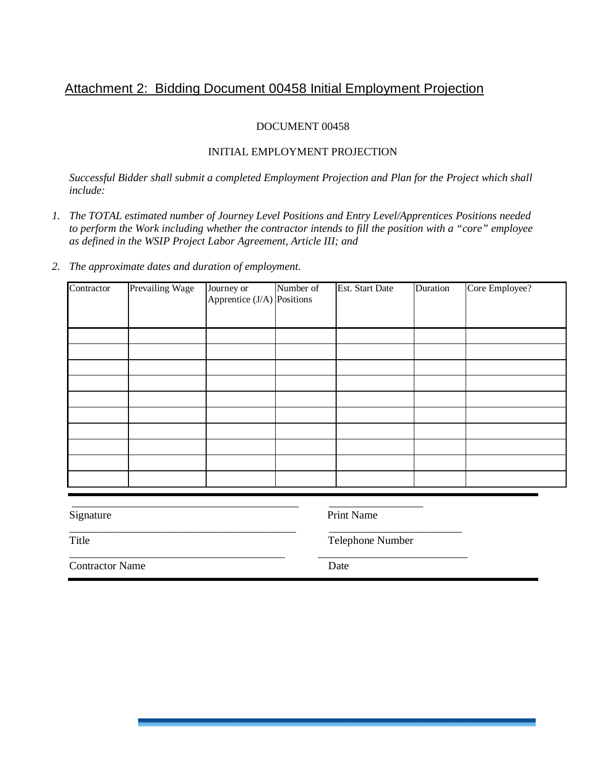## Attachment 2: Bidding Document 00458 Initial Employment Projection

DOCUMENT 00458

INITIAL EMPLOYMENT PROJECTION

*Successful Bidder shall submit a completed Employment Projection and Plan for the Project which shall include:*

1. *The TOTAL estimated number of Journey Level Positions and Entry Level/Apprentices Positions needed to perform the Work including whether the contractor intends to fill the position with a "core" employee as defined in the WSIP Project Labor Agreement, Article III; and*
2. *The approximate dates and duration of employment.*

| Contractor | Prevailing Wage | Journey or Apprentice (J/A) | Number of Positions | Est. Start Date | Duration | Core Employee? |
|---|---|---|---|---|---|---|
| | | | | | | |
| | | | | | | |
| | | | | | | |
| | | | | | | |
| | | | | | | |
| | | | | | | |
| | | | | | | |
| | | | | | | |
| | | | | | | |
| | | | | | | |

\_\_\_\_\_\_\_\_\_\_\_\_\_\_\_\_\_\_\_\_\_\_\_\_\_\_\_\_\_\_\_\_\_\_\_\_ \_\_\_\_\_\_\_\_\_\_\_\_\_\_\_\_\_\_\_\_
Signature Print Name

\_\_\_\_\_\_\_\_\_\_\_\_\_\_\_\_\_\_\_\_\_\_\_\_\_\_\_\_\_\_\_\_\_\_\_\_ \_\_\_\_\_\_\_\_\_\_\_\_\_\_\_\_\_\_\_\_
Title Telephone Number

\_\_\_\_\_\_\_\_\_\_\_\_\_\_\_\_\_\_\_\_\_\_\_\_\_\_\_\_\_\_\_\_\_\_\_\_ \_\_\_\_\_\_\_\_\_\_\_\_\_\_\_\_\_\_\_\_
Contractor Name Date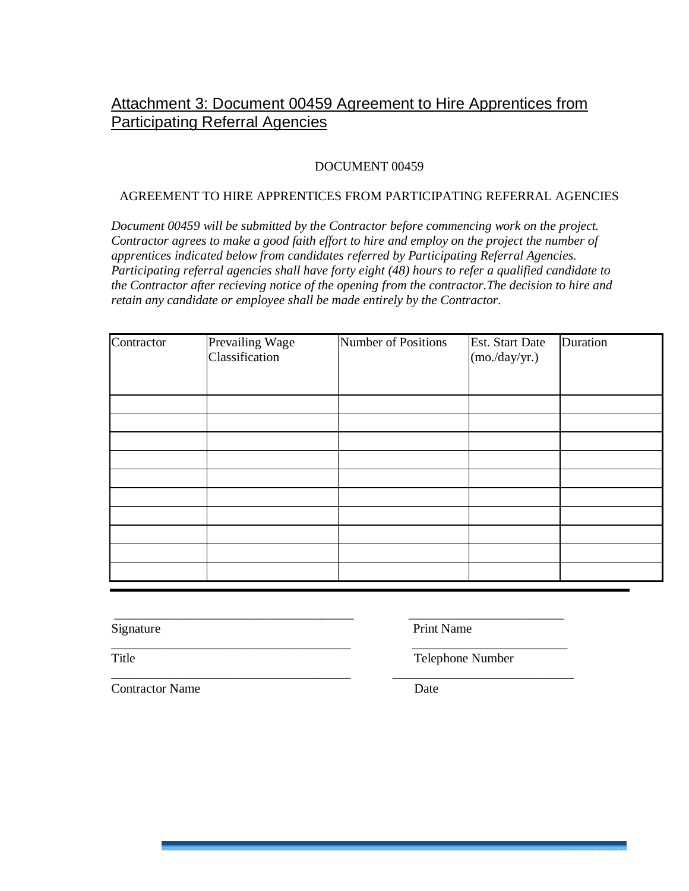## Attachment 3: Document 00459 Agreement to Hire Apprentices from Participating Referral Agencies

DOCUMENT 00459

AGREEMENT TO HIRE APPRENTICES FROM PARTICIPATING REFERRAL AGENCIES

*Document 00459 will be submitted by the Contractor before commencing work on the project. Contractor agrees to make a good faith effort to hire and employ on the project the number of apprentices indicated below from candidates referred by Participating Referral Agencies. Participating referral agencies shall have forty eight (48) hours to refer a qualified candidate to the Contractor after recieving notice of the opening from the contractor.The decision to hire and retain any candidate or employee shall be made entirely by the Contractor.*

| Contractor | Prevailing Wage Classification | Number of Positions | Est. Start Date (mo./day/yr.) | Duration |
|---|---|---|---|---|
| | | | | |
| | | | | |
| | | | | |
| | | | | |
| | | | | |
| | | | | |
| | | | | |
| | | | | |
| | | | | |
| | | | | |

______________________________________ Signature

________________________ Print Name

______________________________________ Title

________________________ Telephone Number

______________________________________ Contractor Name

____________________________ Date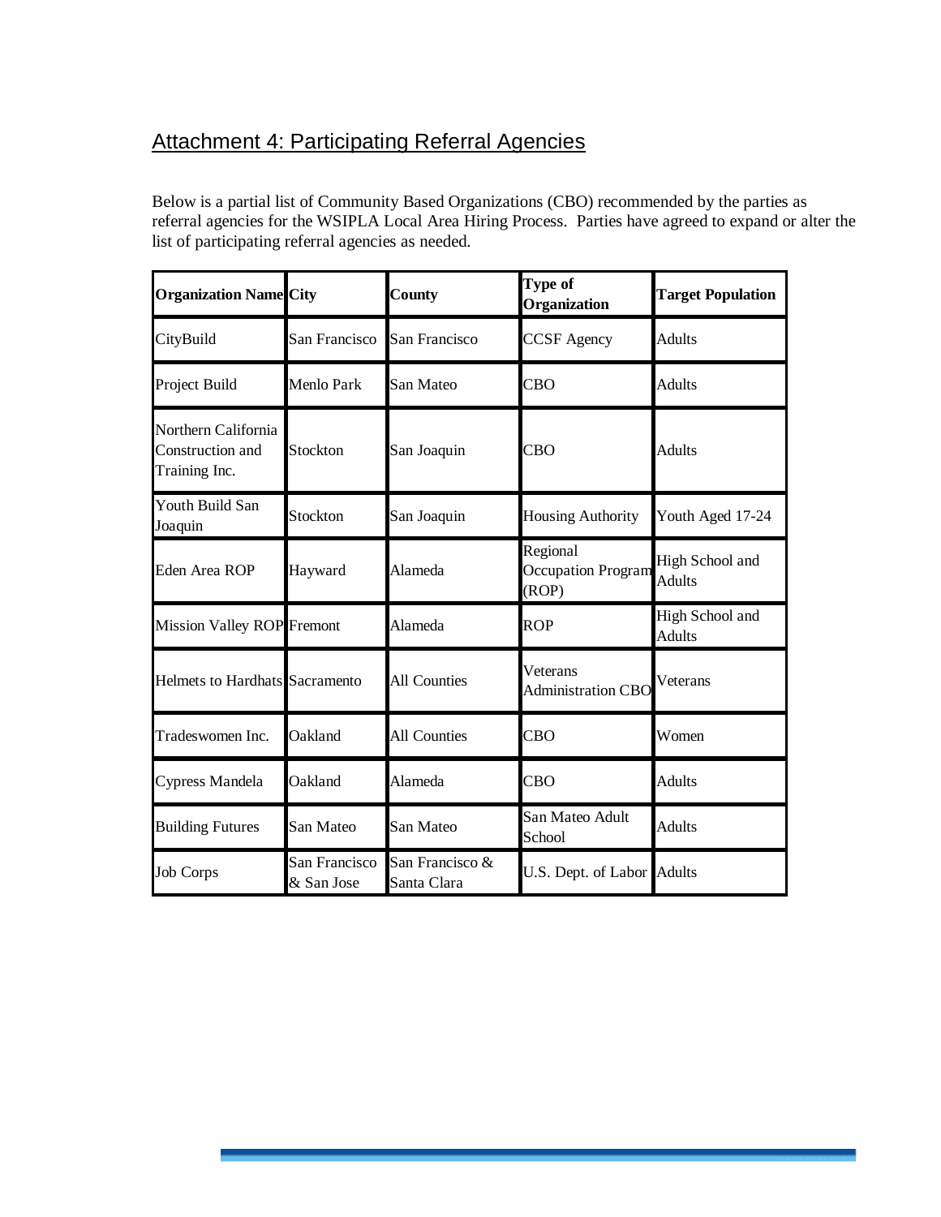## Attachment 4: Participating Referral Agencies

Below is a partial list of Community Based Organizations (CBO) recommended by the parties as referral agencies for the WSIPLA Local Area Hiring Process. Parties have agreed to expand or alter the list of participating referral agencies as needed.

| Organization Name | City | County | Type of Organization | Target Population |
|---|---|---|---|---|
| CityBuild | San Francisco | San Francisco | CCSF Agency | Adults |
| Project Build | Menlo Park | San Mateo | CBO | Adults |
| Northern California Construction and Training Inc. | Stockton | San Joaquin | CBO | Adults |
| Youth Build San Joaquin | Stockton | San Joaquin | Housing Authority | Youth Aged 17-24 |
| Eden Area ROP | Hayward | Alameda | Regional Occupation Program (ROP) | High School and Adults |
| Mission Valley ROP | Fremont | Alameda | ROP | High School and Adults |
| Helmets to Hardhats | Sacramento | All Counties | Veterans Administration CBO | Veterans |
| Tradeswomen Inc. | Oakland | All Counties | CBO | Women |
| Cypress Mandela | Oakland | Alameda | CBO | Adults |
| Building Futures | San Mateo | San Mateo | San Mateo Adult School | Adults |
| Job Corps | San Francisco & San Jose | San Francisco & Santa Clara | U.S. Dept. of Labor | Adults |